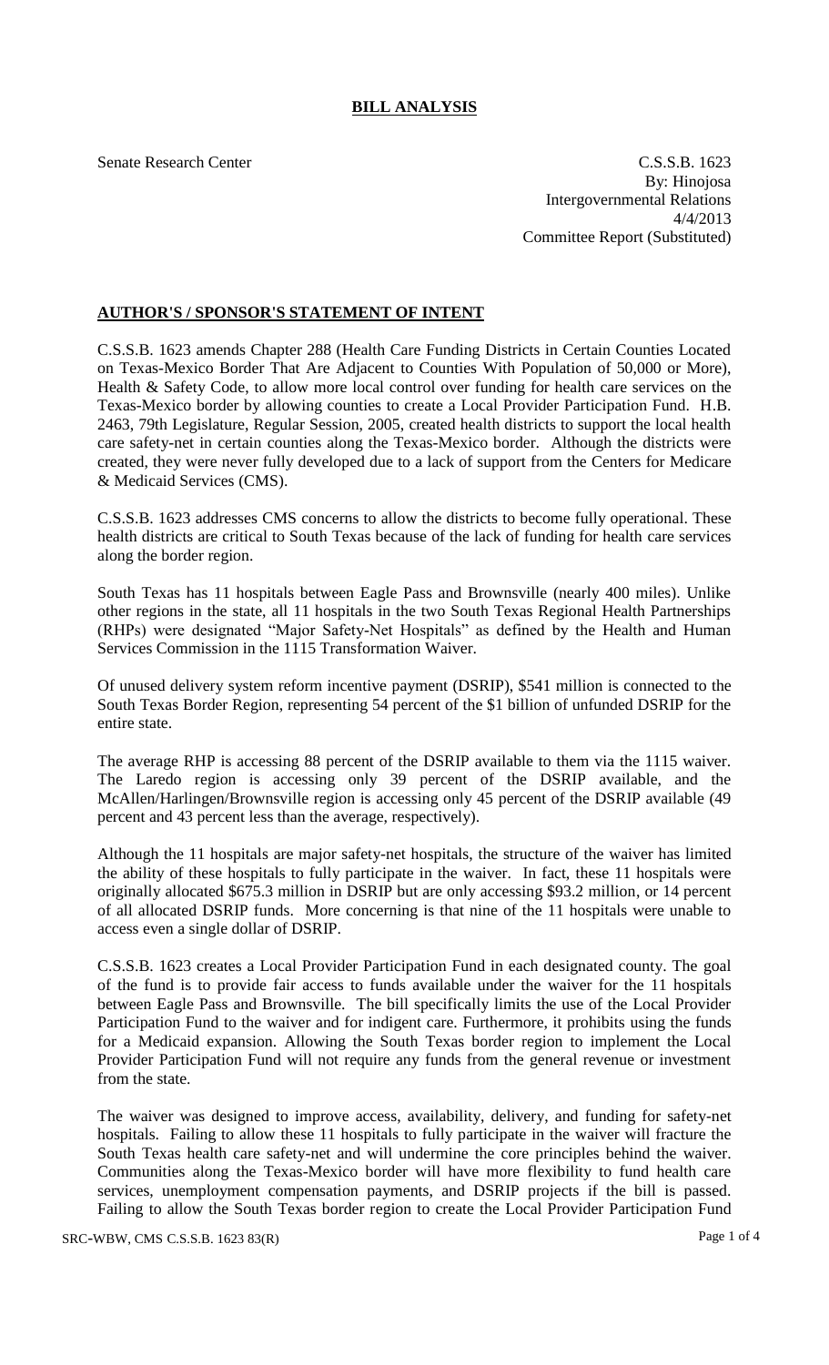# BILL ANALYSIS

Senate Research Center

C.S.S.B. 1623
By: Hinojosa
Intergovernmental Relations
4/4/2013
Committee Report (Substituted)

## AUTHOR'S / SPONSOR'S STATEMENT OF INTENT

C.S.S.B. 1623 amends Chapter 288 (Health Care Funding Districts in Certain Counties Located on Texas-Mexico Border That Are Adjacent to Counties With Population of 50,000 or More), Health & Safety Code, to allow more local control over funding for health care services on the Texas-Mexico border by allowing counties to create a Local Provider Participation Fund. H.B. 2463, 79th Legislature, Regular Session, 2005, created health districts to support the local health care safety-net in certain counties along the Texas-Mexico border. Although the districts were created, they were never fully developed due to a lack of support from the Centers for Medicare & Medicaid Services (CMS).

C.S.S.B. 1623 addresses CMS concerns to allow the districts to become fully operational. These health districts are critical to South Texas because of the lack of funding for health care services along the border region.

South Texas has 11 hospitals between Eagle Pass and Brownsville (nearly 400 miles). Unlike other regions in the state, all 11 hospitals in the two South Texas Regional Health Partnerships (RHPs) were designated "Major Safety-Net Hospitals" as defined by the Health and Human Services Commission in the 1115 Transformation Waiver.

Of unused delivery system reform incentive payment (DSRIP), $541 million is connected to the South Texas Border Region, representing 54 percent of the $1 billion of unfunded DSRIP for the entire state.

The average RHP is accessing 88 percent of the DSRIP available to them via the 1115 waiver. The Laredo region is accessing only 39 percent of the DSRIP available, and the McAllen/Harlingen/Brownsville region is accessing only 45 percent of the DSRIP available (49 percent and 43 percent less than the average, respectively).

Although the 11 hospitals are major safety-net hospitals, the structure of the waiver has limited the ability of these hospitals to fully participate in the waiver. In fact, these 11 hospitals were originally allocated $675.3 million in DSRIP but are only accessing $93.2 million, or 14 percent of all allocated DSRIP funds. More concerning is that nine of the 11 hospitals were unable to access even a single dollar of DSRIP.

C.S.S.B. 1623 creates a Local Provider Participation Fund in each designated county. The goal of the fund is to provide fair access to funds available under the waiver for the 11 hospitals between Eagle Pass and Brownsville. The bill specifically limits the use of the Local Provider Participation Fund to the waiver and for indigent care. Furthermore, it prohibits using the funds for a Medicaid expansion. Allowing the South Texas border region to implement the Local Provider Participation Fund will not require any funds from the general revenue or investment from the state.

The waiver was designed to improve access, availability, delivery, and funding for safety-net hospitals. Failing to allow these 11 hospitals to fully participate in the waiver will fracture the South Texas health care safety-net and will undermine the core principles behind the waiver. Communities along the Texas-Mexico border will have more flexibility to fund health care services, unemployment compensation payments, and DSRIP projects if the bill is passed. Failing to allow the South Texas border region to create the Local Provider Participation Fund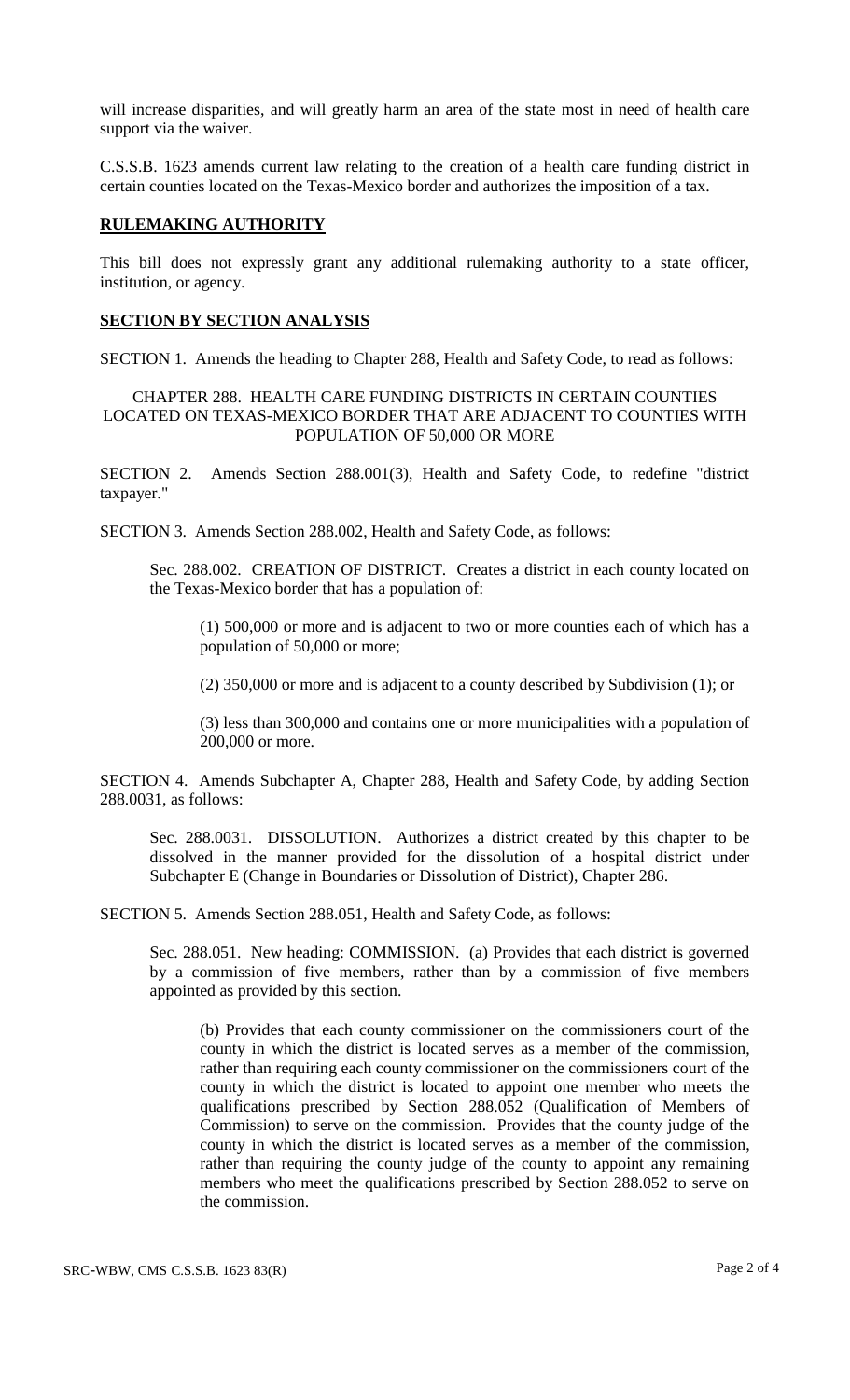will increase disparities, and will greatly harm an area of the state most in need of health care support via the waiver.

C.S.S.B. 1623 amends current law relating to the creation of a health care funding district in certain counties located on the Texas-Mexico border and authorizes the imposition of a tax.

## RULEMAKING AUTHORITY

This bill does not expressly grant any additional rulemaking authority to a state officer, institution, or agency.

## SECTION BY SECTION ANALYSIS

SECTION 1. Amends the heading to Chapter 288, Health and Safety Code, to read as follows:

CHAPTER 288. HEALTH CARE FUNDING DISTRICTS IN CERTAIN COUNTIES LOCATED ON TEXAS-MEXICO BORDER THAT ARE ADJACENT TO COUNTIES WITH POPULATION OF 50,000 OR MORE

SECTION 2. Amends Section 288.001(3), Health and Safety Code, to redefine "district taxpayer."

SECTION 3. Amends Section 288.002, Health and Safety Code, as follows:

Sec. 288.002. CREATION OF DISTRICT. Creates a district in each county located on the Texas-Mexico border that has a population of:

(1) 500,000 or more and is adjacent to two or more counties each of which has a population of 50,000 or more;

(2) 350,000 or more and is adjacent to a county described by Subdivision (1); or

(3) less than 300,000 and contains one or more municipalities with a population of 200,000 or more.

SECTION 4. Amends Subchapter A, Chapter 288, Health and Safety Code, by adding Section 288.0031, as follows:

Sec. 288.0031. DISSOLUTION. Authorizes a district created by this chapter to be dissolved in the manner provided for the dissolution of a hospital district under Subchapter E (Change in Boundaries or Dissolution of District), Chapter 286.

SECTION 5. Amends Section 288.051, Health and Safety Code, as follows:

Sec. 288.051. New heading: COMMISSION. (a) Provides that each district is governed by a commission of five members, rather than by a commission of five members appointed as provided by this section.

(b) Provides that each county commissioner on the commissioners court of the county in which the district is located serves as a member of the commission, rather than requiring each county commissioner on the commissioners court of the county in which the district is located to appoint one member who meets the qualifications prescribed by Section 288.052 (Qualification of Members of Commission) to serve on the commission. Provides that the county judge of the county in which the district is located serves as a member of the commission, rather than requiring the county judge of the county to appoint any remaining members who meet the qualifications prescribed by Section 288.052 to serve on the commission.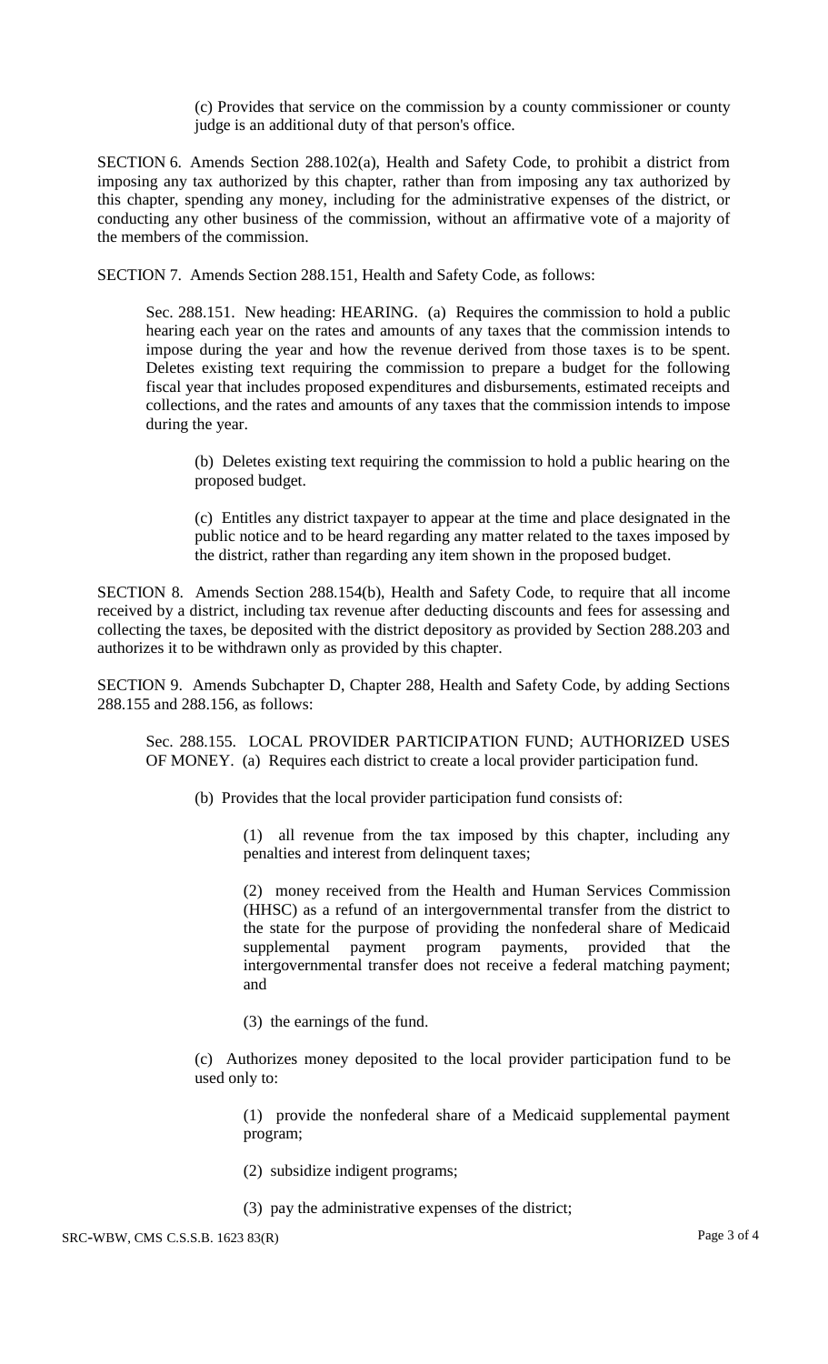(c) Provides that service on the commission by a county commissioner or county judge is an additional duty of that person's office.

SECTION 6. Amends Section 288.102(a), Health and Safety Code, to prohibit a district from imposing any tax authorized by this chapter, rather than from imposing any tax authorized by this chapter, spending any money, including for the administrative expenses of the district, or conducting any other business of the commission, without an affirmative vote of a majority of the members of the commission.

SECTION 7. Amends Section 288.151, Health and Safety Code, as follows:

Sec. 288.151. New heading: HEARING. (a) Requires the commission to hold a public hearing each year on the rates and amounts of any taxes that the commission intends to impose during the year and how the revenue derived from those taxes is to be spent. Deletes existing text requiring the commission to prepare a budget for the following fiscal year that includes proposed expenditures and disbursements, estimated receipts and collections, and the rates and amounts of any taxes that the commission intends to impose during the year.

(b) Deletes existing text requiring the commission to hold a public hearing on the proposed budget.

(c) Entitles any district taxpayer to appear at the time and place designated in the public notice and to be heard regarding any matter related to the taxes imposed by the district, rather than regarding any item shown in the proposed budget.

SECTION 8. Amends Section 288.154(b), Health and Safety Code, to require that all income received by a district, including tax revenue after deducting discounts and fees for assessing and collecting the taxes, be deposited with the district depository as provided by Section 288.203 and authorizes it to be withdrawn only as provided by this chapter.

SECTION 9. Amends Subchapter D, Chapter 288, Health and Safety Code, by adding Sections 288.155 and 288.156, as follows:

Sec. 288.155. LOCAL PROVIDER PARTICIPATION FUND; AUTHORIZED USES OF MONEY. (a) Requires each district to create a local provider participation fund.

(b) Provides that the local provider participation fund consists of:

(1) all revenue from the tax imposed by this chapter, including any penalties and interest from delinquent taxes;

(2) money received from the Health and Human Services Commission (HHSC) as a refund of an intergovernmental transfer from the district to the state for the purpose of providing the nonfederal share of Medicaid supplemental payment program payments, provided that the intergovernmental transfer does not receive a federal matching payment; and

(3) the earnings of the fund.

(c) Authorizes money deposited to the local provider participation fund to be used only to:

(1) provide the nonfederal share of a Medicaid supplemental payment program;

(2) subsidize indigent programs;

(3) pay the administrative expenses of the district;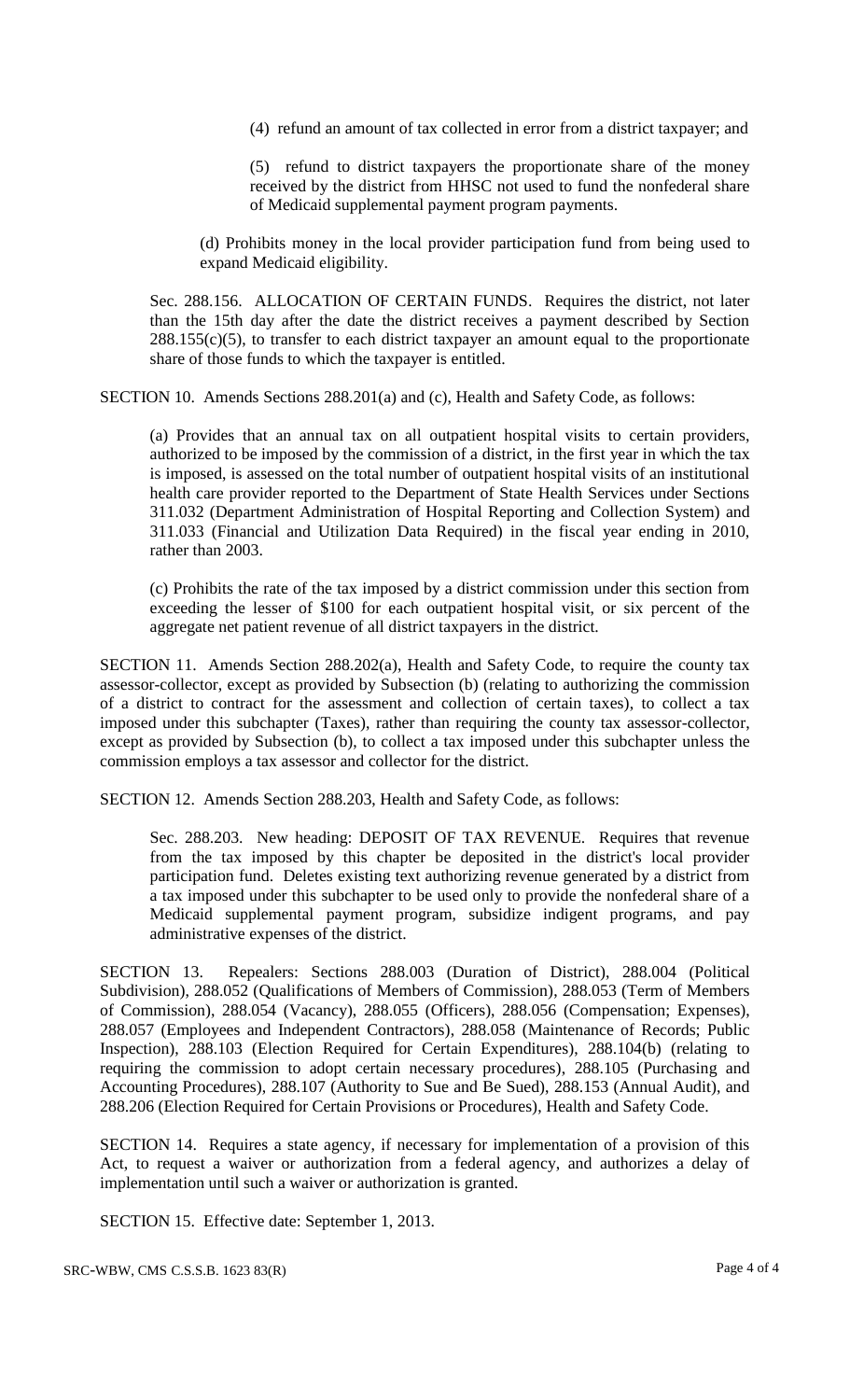(4) refund an amount of tax collected in error from a district taxpayer; and

(5) refund to district taxpayers the proportionate share of the money received by the district from HHSC not used to fund the nonfederal share of Medicaid supplemental payment program payments.

(d) Prohibits money in the local provider participation fund from being used to expand Medicaid eligibility.

Sec. 288.156. ALLOCATION OF CERTAIN FUNDS. Requires the district, not later than the 15th day after the date the district receives a payment described by Section 288.155(c)(5), to transfer to each district taxpayer an amount equal to the proportionate share of those funds to which the taxpayer is entitled.

SECTION 10. Amends Sections 288.201(a) and (c), Health and Safety Code, as follows:

(a) Provides that an annual tax on all outpatient hospital visits to certain providers, authorized to be imposed by the commission of a district, in the first year in which the tax is imposed, is assessed on the total number of outpatient hospital visits of an institutional health care provider reported to the Department of State Health Services under Sections 311.032 (Department Administration of Hospital Reporting and Collection System) and 311.033 (Financial and Utilization Data Required) in the fiscal year ending in 2010, rather than 2003.

(c) Prohibits the rate of the tax imposed by a district commission under this section from exceeding the lesser of $100 for each outpatient hospital visit, or six percent of the aggregate net patient revenue of all district taxpayers in the district.

SECTION 11. Amends Section 288.202(a), Health and Safety Code, to require the county tax assessor-collector, except as provided by Subsection (b) (relating to authorizing the commission of a district to contract for the assessment and collection of certain taxes), to collect a tax imposed under this subchapter (Taxes), rather than requiring the county tax assessor-collector, except as provided by Subsection (b), to collect a tax imposed under this subchapter unless the commission employs a tax assessor and collector for the district.

SECTION 12. Amends Section 288.203, Health and Safety Code, as follows:

Sec. 288.203. New heading: DEPOSIT OF TAX REVENUE. Requires that revenue from the tax imposed by this chapter be deposited in the district's local provider participation fund. Deletes existing text authorizing revenue generated by a district from a tax imposed under this subchapter to be used only to provide the nonfederal share of a Medicaid supplemental payment program, subsidize indigent programs, and pay administrative expenses of the district.

SECTION 13. Repealers: Sections 288.003 (Duration of District), 288.004 (Political Subdivision), 288.052 (Qualifications of Members of Commission), 288.053 (Term of Members of Commission), 288.054 (Vacancy), 288.055 (Officers), 288.056 (Compensation; Expenses), 288.057 (Employees and Independent Contractors), 288.058 (Maintenance of Records; Public Inspection), 288.103 (Election Required for Certain Expenditures), 288.104(b) (relating to requiring the commission to adopt certain necessary procedures), 288.105 (Purchasing and Accounting Procedures), 288.107 (Authority to Sue and Be Sued), 288.153 (Annual Audit), and 288.206 (Election Required for Certain Provisions or Procedures), Health and Safety Code.

SECTION 14. Requires a state agency, if necessary for implementation of a provision of this Act, to request a waiver or authorization from a federal agency, and authorizes a delay of implementation until such a waiver or authorization is granted.

SECTION 15. Effective date: September 1, 2013.